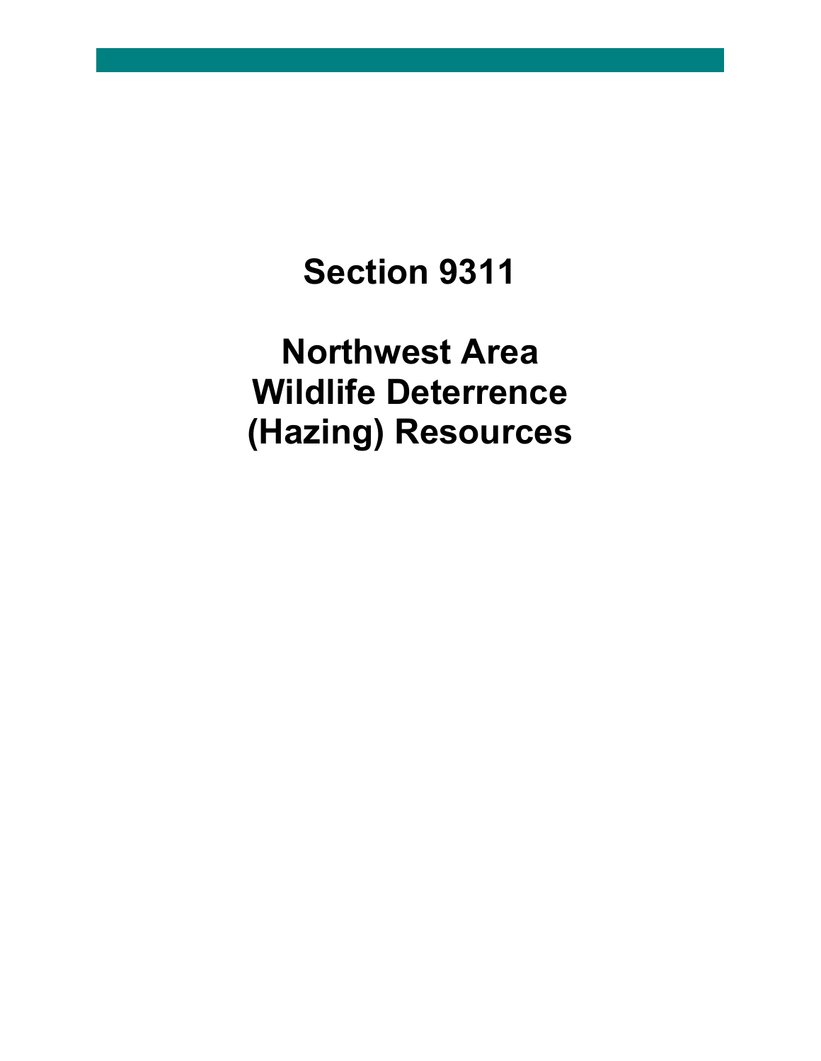# Section 9311

# Northwest Area Wildlife Deterrence (Hazing) Resources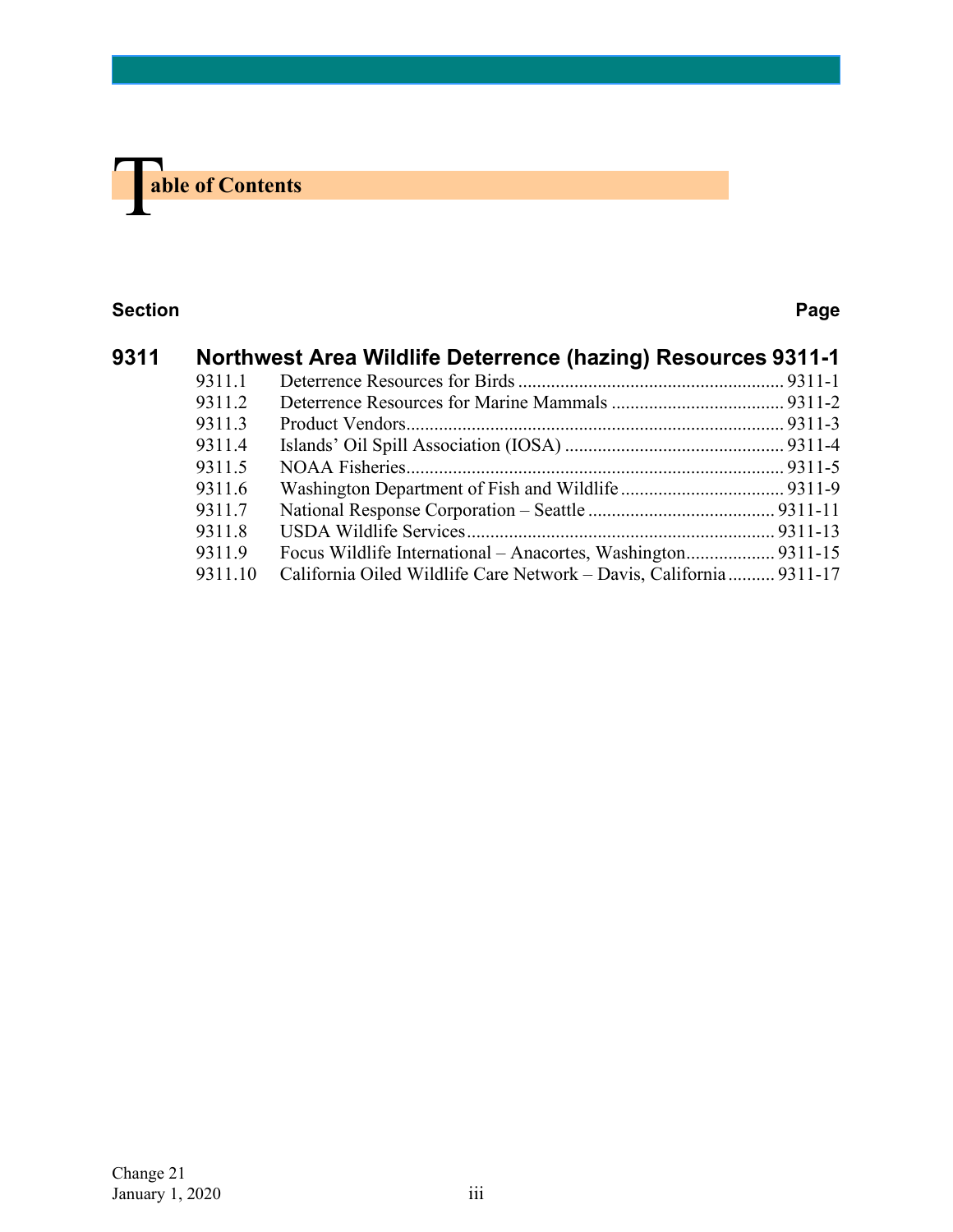# Table of Contents

| Section | | Page |
|---|---|---|
| **9311** | **Northwest Area Wildlife Deterrence (hazing) Resources** | **9311-1** |
| 9311.1 | Deterrence Resources for Birds | 9311-1 |
| 9311.2 | Deterrence Resources for Marine Mammals | 9311-2 |
| 9311.3 | Product Vendors | 9311-3 |
| 9311.4 | Islands' Oil Spill Association (IOSA) | 9311-4 |
| 9311.5 | NOAA Fisheries | 9311-5 |
| 9311.6 | Washington Department of Fish and Wildlife | 9311-9 |
| 9311.7 | National Response Corporation – Seattle | 9311-11 |
| 9311.8 | USDA Wildlife Services | 9311-13 |
| 9311.9 | Focus Wildlife International – Anacortes, Washington | 9311-15 |
| 9311.10 | California Oiled Wildlife Care Network – Davis, California | 9311-17 |

Change 21
January 1, 2020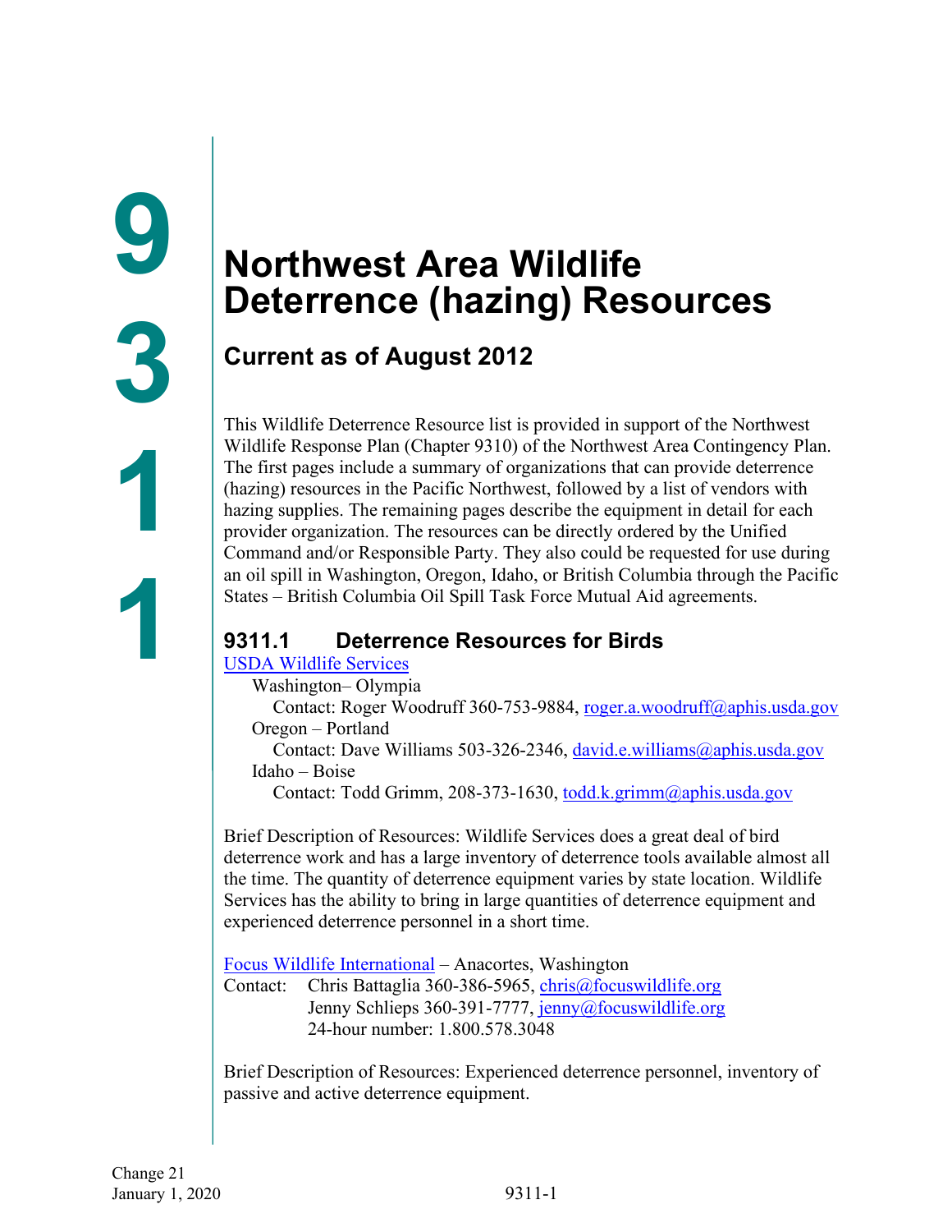# 9311

# Northwest Area Wildlife Deterrence (hazing) Resources

## Current as of August 2012

This Wildlife Deterrence Resource list is provided in support of the Northwest Wildlife Response Plan (Chapter 9310) of the Northwest Area Contingency Plan. The first pages include a summary of organizations that can provide deterrence (hazing) resources in the Pacific Northwest, followed by a list of vendors with hazing supplies. The remaining pages describe the equipment in detail for each provider organization. The resources can be directly ordered by the Unified Command and/or Responsible Party. They also could be requested for use during an oil spill in Washington, Oregon, Idaho, or British Columbia through the Pacific States – British Columbia Oil Spill Task Force Mutual Aid agreements.

### 9311.1 Deterrence Resources for Birds

USDA Wildlife Services

Washington– Olympia
Contact: Roger Woodruff 360-753-9884, roger.a.woodruff@aphis.usda.gov
Oregon – Portland
Contact: Dave Williams 503-326-2346, david.e.williams@aphis.usda.gov
Idaho – Boise
Contact: Todd Grimm, 208-373-1630, todd.k.grimm@aphis.usda.gov

Brief Description of Resources: Wildlife Services does a great deal of bird deterrence work and has a large inventory of deterrence tools available almost all the time. The quantity of deterrence equipment varies by state location. Wildlife Services has the ability to bring in large quantities of deterrence equipment and experienced deterrence personnel in a short time.

Focus Wildlife International – Anacortes, Washington
Contact: Chris Battaglia 360-386-5965, chris@focuswildlife.org
Jenny Schlieps 360-391-7777, jenny@focuswildlife.org
24-hour number: 1.800.578.3048

Brief Description of Resources: Experienced deterrence personnel, inventory of passive and active deterrence equipment.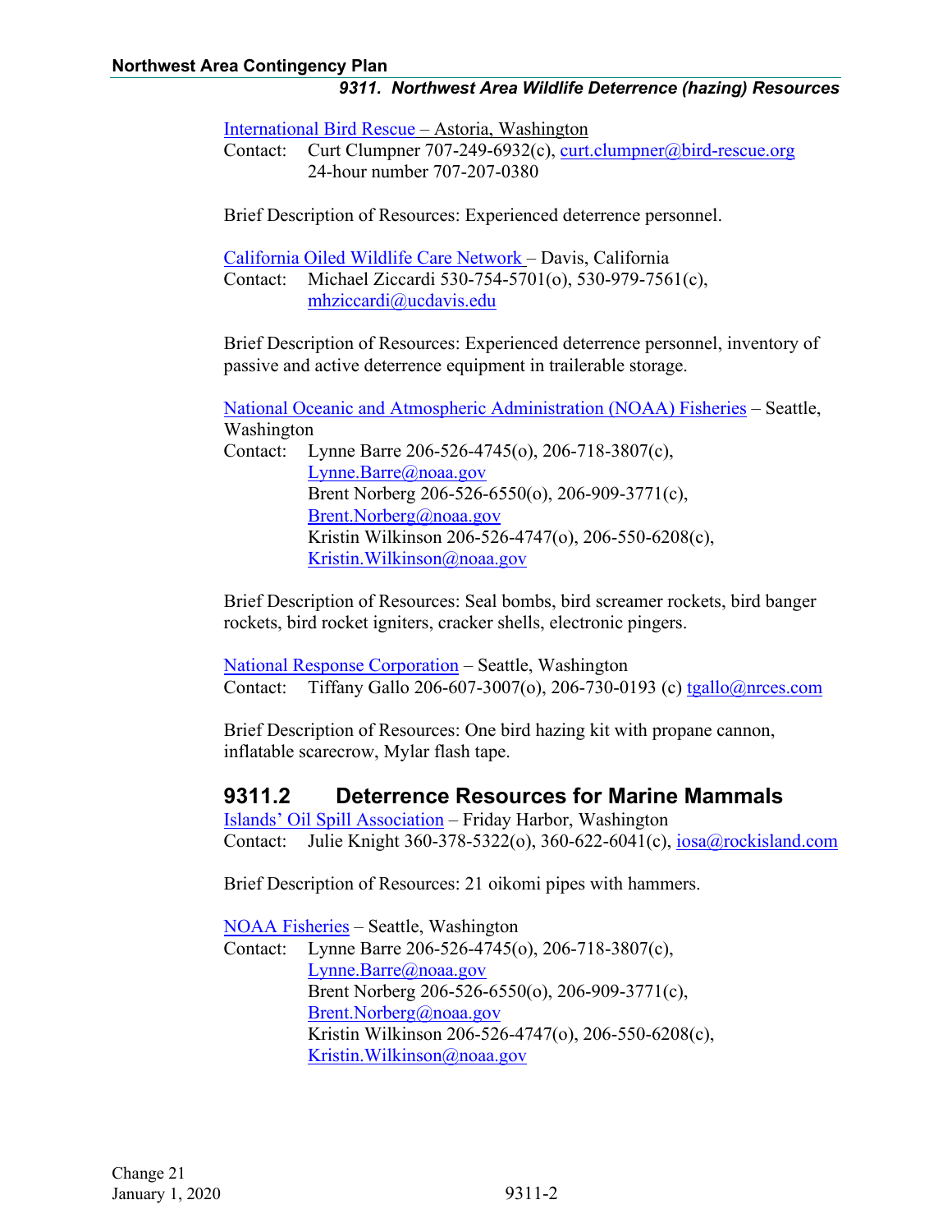International Bird Rescue – Astoria, Washington
Contact: Curt Clumpner 707-249-6932(c), curt.clumpner@bird-rescue.org
24-hour number 707-207-0380

Brief Description of Resources: Experienced deterrence personnel.

California Oiled Wildlife Care Network – Davis, California
Contact: Michael Ziccardi 530-754-5701(o), 530-979-7561(c), mhziccardi@ucdavis.edu

Brief Description of Resources: Experienced deterrence personnel, inventory of passive and active deterrence equipment in trailerable storage.

National Oceanic and Atmospheric Administration (NOAA) Fisheries – Seattle, Washington
Contact: Lynne Barre 206-526-4745(o), 206-718-3807(c), Lynne.Barre@noaa.gov
Brent Norberg 206-526-6550(o), 206-909-3771(c), Brent.Norberg@noaa.gov
Kristin Wilkinson 206-526-4747(o), 206-550-6208(c), Kristin.Wilkinson@noaa.gov

Brief Description of Resources: Seal bombs, bird screamer rockets, bird banger rockets, bird rocket igniters, cracker shells, electronic pingers.

National Response Corporation – Seattle, Washington
Contact: Tiffany Gallo 206-607-3007(o), 206-730-0193 (c) tgallo@nrces.com

Brief Description of Resources: One bird hazing kit with propane cannon, inflatable scarecrow, Mylar flash tape.

## 9311.2 Deterrence Resources for Marine Mammals

Islands' Oil Spill Association – Friday Harbor, Washington
Contact: Julie Knight 360-378-5322(o), 360-622-6041(c), iosa@rockisland.com

Brief Description of Resources: 21 oikomi pipes with hammers.

NOAA Fisheries – Seattle, Washington
Contact: Lynne Barre 206-526-4745(o), 206-718-3807(c), Lynne.Barre@noaa.gov
Brent Norberg 206-526-6550(o), 206-909-3771(c), Brent.Norberg@noaa.gov
Kristin Wilkinson 206-526-4747(o), 206-550-6208(c), Kristin.Wilkinson@noaa.gov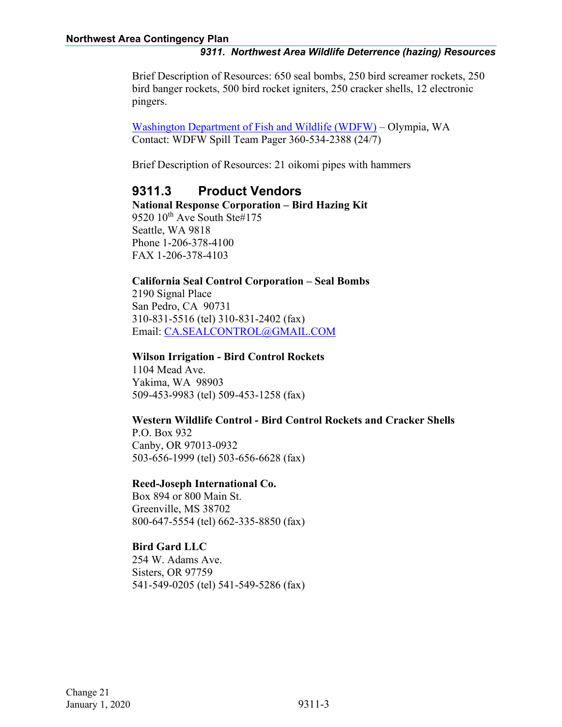Brief Description of Resources: 650 seal bombs, 250 bird screamer rockets, 250 bird banger rockets, 500 bird rocket igniters, 250 cracker shells, 12 electronic pingers.

[Washington Department of Fish and Wildlife (WDFW)](#) – Olympia, WA
Contact: WDFW Spill Team Pager 360-534-2388 (24/7)

Brief Description of Resources: 21 oikomi pipes with hammers

## 9311.3 Product Vendors

**National Response Corporation – Bird Hazing Kit**
9520 10th Ave South Ste#175
Seattle, WA 9818
Phone 1-206-378-4100
FAX 1-206-378-4103

**California Seal Control Corporation – Seal Bombs**
2190 Signal Place
San Pedro, CA 90731
310-831-5516 (tel) 310-831-2402 (fax)
Email: CA.SEALCONTROL@GMAIL.COM

**Wilson Irrigation - Bird Control Rockets**
1104 Mead Ave.
Yakima, WA 98903
509-453-9983 (tel) 509-453-1258 (fax)

**Western Wildlife Control - Bird Control Rockets and Cracker Shells**
P.O. Box 932
Canby, OR 97013-0932
503-656-1999 (tel) 503-656-6628 (fax)

**Reed-Joseph International Co.**
Box 894 or 800 Main St.
Greenville, MS 38702
800-647-5554 (tel) 662-335-8850 (fax)

**Bird Gard LLC**
254 W. Adams Ave.
Sisters, OR 97759
541-549-0205 (tel) 541-549-5286 (fax)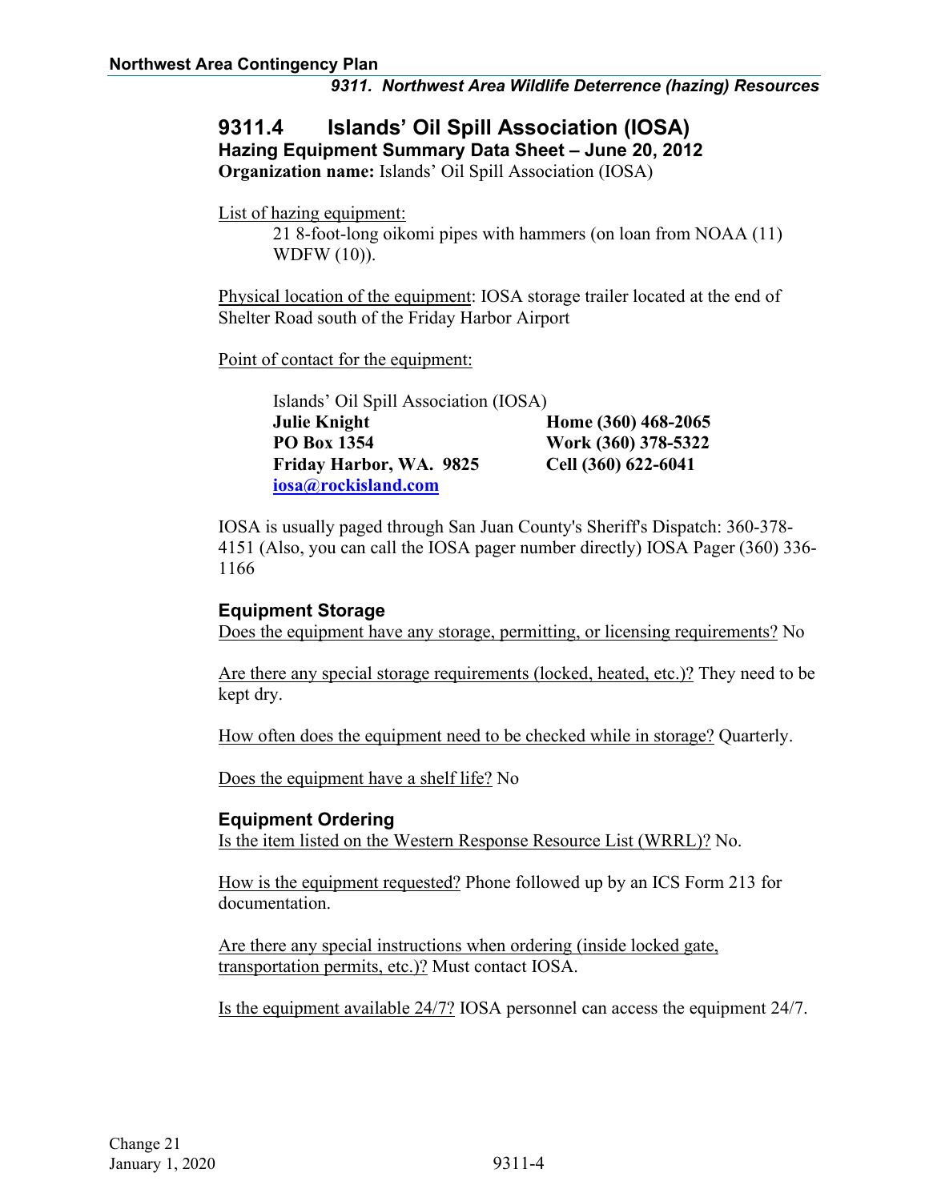## 9311.4 Islands' Oil Spill Association (IOSA)

### Hazing Equipment Summary Data Sheet – June 20, 2012

**Organization name:** Islands' Oil Spill Association (IOSA)

List of hazing equipment:

21 8-foot-long oikomi pipes with hammers (on loan from NOAA (11) WDFW (10)).

Physical location of the equipment: IOSA storage trailer located at the end of Shelter Road south of the Friday Harbor Airport

Point of contact for the equipment:

Islands' Oil Spill Association (IOSA)
**Julie Knight** — **Home (360) 468-2065**
**PO Box 1354** — **Work (360) 378-5322**
**Friday Harbor, WA. 9825** — **Cell (360) 622-6041**
**iosa@rockisland.com**

IOSA is usually paged through San Juan County's Sheriff's Dispatch: 360-378-4151 (Also, you can call the IOSA pager number directly) IOSA Pager (360) 336-1166

### Equipment Storage

Does the equipment have any storage, permitting, or licensing requirements? No

Are there any special storage requirements (locked, heated, etc.)? They need to be kept dry.

How often does the equipment need to be checked while in storage? Quarterly.

Does the equipment have a shelf life? No

### Equipment Ordering

Is the item listed on the Western Response Resource List (WRRL)? No.

How is the equipment requested? Phone followed up by an ICS Form 213 for documentation.

Are there any special instructions when ordering (inside locked gate, transportation permits, etc.)? Must contact IOSA.

Is the equipment available 24/7? IOSA personnel can access the equipment 24/7.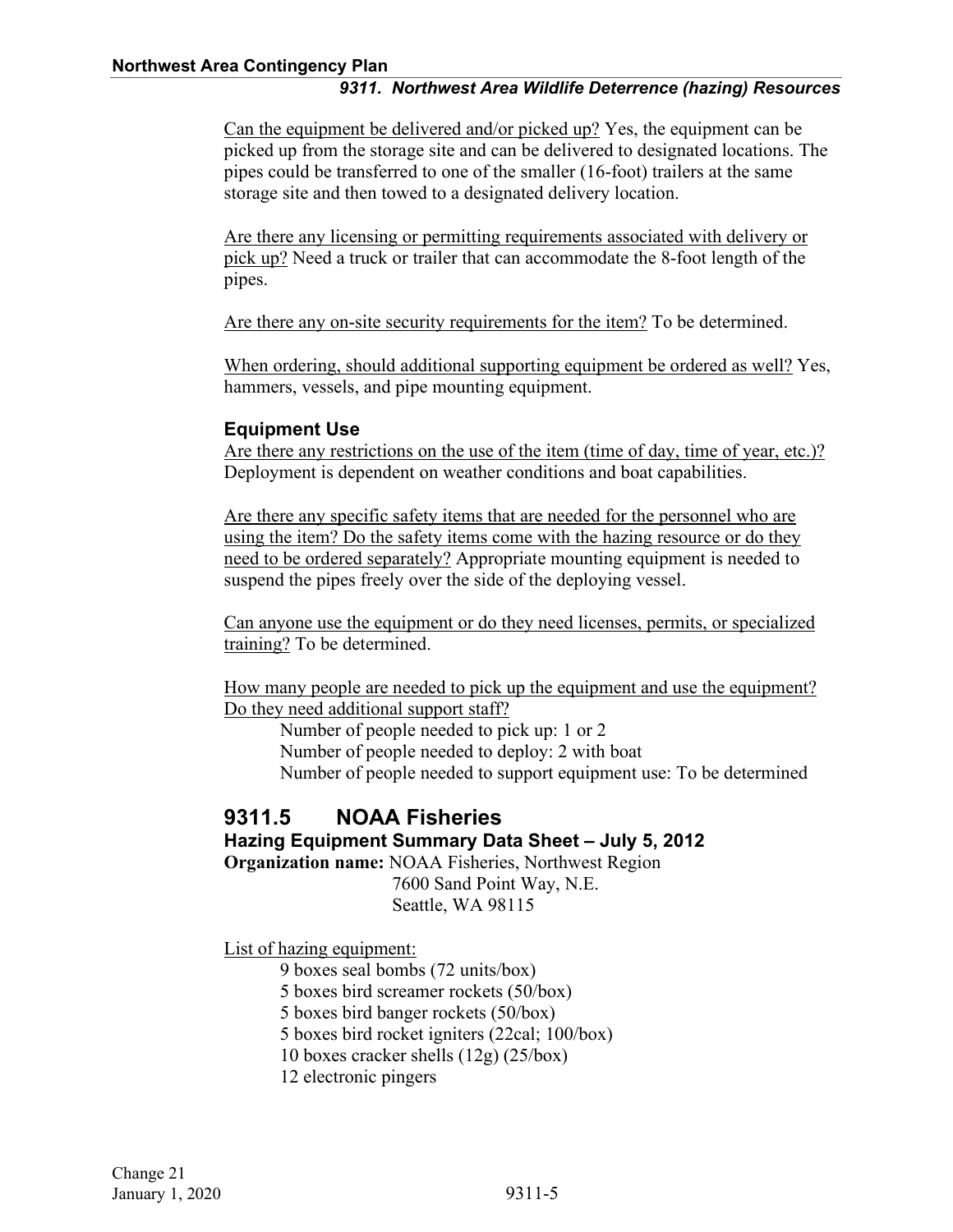Can the equipment be delivered and/or picked up? Yes, the equipment can be picked up from the storage site and can be delivered to designated locations. The pipes could be transferred to one of the smaller (16-foot) trailers at the same storage site and then towed to a designated delivery location.

Are there any licensing or permitting requirements associated with delivery or pick up? Need a truck or trailer that can accommodate the 8-foot length of the pipes.

Are there any on-site security requirements for the item? To be determined.

When ordering, should additional supporting equipment be ordered as well? Yes, hammers, vessels, and pipe mounting equipment.

### Equipment Use

Are there any restrictions on the use of the item (time of day, time of year, etc.)? Deployment is dependent on weather conditions and boat capabilities.

Are there any specific safety items that are needed for the personnel who are using the item? Do the safety items come with the hazing resource or do they need to be ordered separately? Appropriate mounting equipment is needed to suspend the pipes freely over the side of the deploying vessel.

Can anyone use the equipment or do they need licenses, permits, or specialized training? To be determined.

How many people are needed to pick up the equipment and use the equipment? Do they need additional support staff?

- Number of people needed to pick up: 1 or 2
- Number of people needed to deploy: 2 with boat
- Number of people needed to support equipment use: To be determined

## 9311.5 NOAA Fisheries

### Hazing Equipment Summary Data Sheet – July 5, 2012

**Organization name:** NOAA Fisheries, Northwest Region
7600 Sand Point Way, N.E.
Seattle, WA 98115

List of hazing equipment:

- 9 boxes seal bombs (72 units/box)
- 5 boxes bird screamer rockets (50/box)
- 5 boxes bird banger rockets (50/box)
- 5 boxes bird rocket igniters (22cal; 100/box)
- 10 boxes cracker shells (12g) (25/box)
- 12 electronic pingers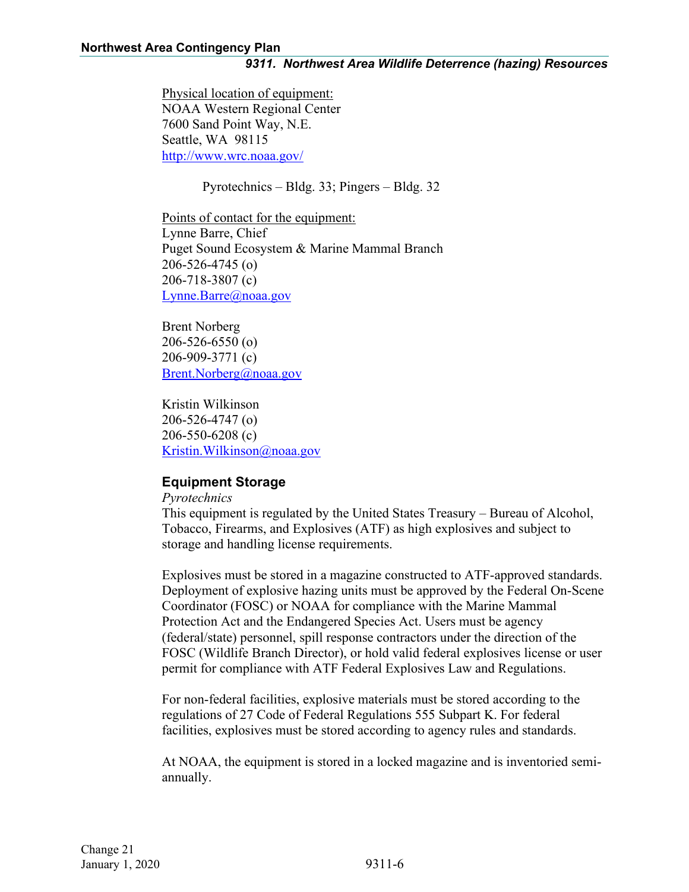Physical location of equipment:
NOAA Western Regional Center
7600 Sand Point Way, N.E.
Seattle, WA 98115
http://www.wrc.noaa.gov/

Pyrotechnics – Bldg. 33; Pingers – Bldg. 32

Points of contact for the equipment:
Lynne Barre, Chief
Puget Sound Ecosystem & Marine Mammal Branch
206-526-4745 (o)
206-718-3807 (c)
Lynne.Barre@noaa.gov

Brent Norberg
206-526-6550 (o)
206-909-3771 (c)
Brent.Norberg@noaa.gov

Kristin Wilkinson
206-526-4747 (o)
206-550-6208 (c)
Kristin.Wilkinson@noaa.gov

### Equipment Storage

*Pyrotechnics*

This equipment is regulated by the United States Treasury – Bureau of Alcohol, Tobacco, Firearms, and Explosives (ATF) as high explosives and subject to storage and handling license requirements.

Explosives must be stored in a magazine constructed to ATF-approved standards. Deployment of explosive hazing units must be approved by the Federal On-Scene Coordinator (FOSC) or NOAA for compliance with the Marine Mammal Protection Act and the Endangered Species Act. Users must be agency (federal/state) personnel, spill response contractors under the direction of the FOSC (Wildlife Branch Director), or hold valid federal explosives license or user permit for compliance with ATF Federal Explosives Law and Regulations.

For non-federal facilities, explosive materials must be stored according to the regulations of 27 Code of Federal Regulations 555 Subpart K. For federal facilities, explosives must be stored according to agency rules and standards.

At NOAA, the equipment is stored in a locked magazine and is inventoried semi-annually.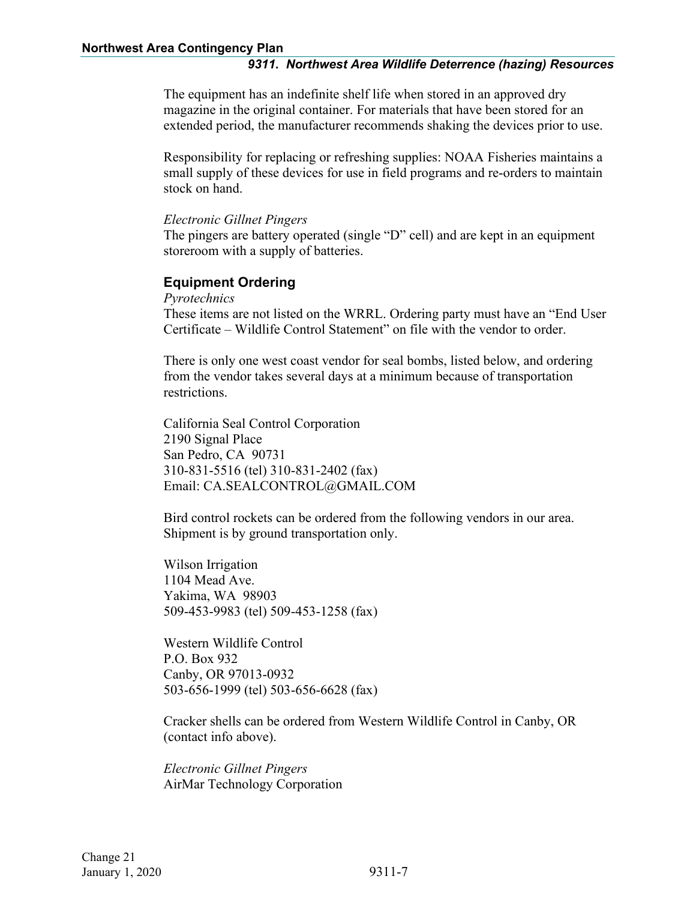The equipment has an indefinite shelf life when stored in an approved dry magazine in the original container. For materials that have been stored for an extended period, the manufacturer recommends shaking the devices prior to use.

Responsibility for replacing or refreshing supplies: NOAA Fisheries maintains a small supply of these devices for use in field programs and re-orders to maintain stock on hand.

*Electronic Gillnet Pingers*
The pingers are battery operated (single "D" cell) and are kept in an equipment storeroom with a supply of batteries.

### Equipment Ordering

*Pyrotechnics*
These items are not listed on the WRRL. Ordering party must have an "End User Certificate – Wildlife Control Statement" on file with the vendor to order.

There is only one west coast vendor for seal bombs, listed below, and ordering from the vendor takes several days at a minimum because of transportation restrictions.

California Seal Control Corporation
2190 Signal Place
San Pedro, CA 90731
310-831-5516 (tel) 310-831-2402 (fax)
Email: CA.SEALCONTROL@GMAIL.COM

Bird control rockets can be ordered from the following vendors in our area. Shipment is by ground transportation only.

Wilson Irrigation
1104 Mead Ave.
Yakima, WA 98903
509-453-9983 (tel) 509-453-1258 (fax)

Western Wildlife Control
P.O. Box 932
Canby, OR 97013-0932
503-656-1999 (tel) 503-656-6628 (fax)

Cracker shells can be ordered from Western Wildlife Control in Canby, OR (contact info above).

*Electronic Gillnet Pingers*
AirMar Technology Corporation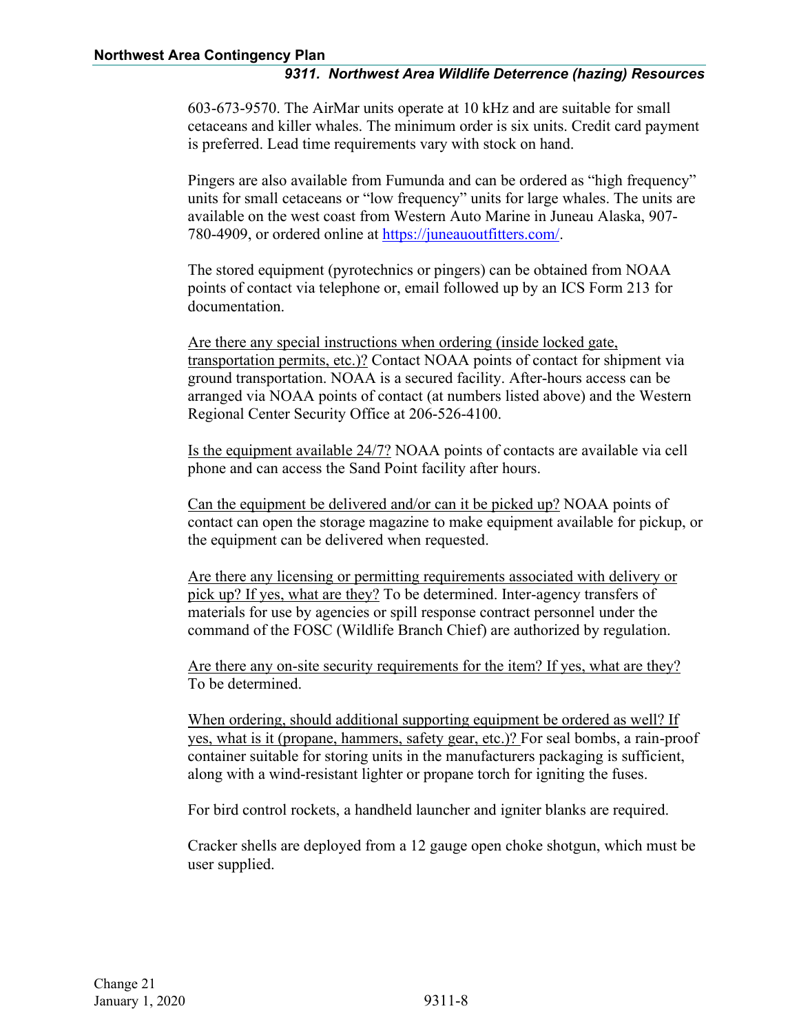603-673-9570. The AirMar units operate at 10 kHz and are suitable for small cetaceans and killer whales. The minimum order is six units. Credit card payment is preferred. Lead time requirements vary with stock on hand.

Pingers are also available from Fumunda and can be ordered as "high frequency" units for small cetaceans or "low frequency" units for large whales. The units are available on the west coast from Western Auto Marine in Juneau Alaska, 907-780-4909, or ordered online at [https://juneauoutfitters.com/](https://juneauoutfitters.com/).

The stored equipment (pyrotechnics or pingers) can be obtained from NOAA points of contact via telephone or, email followed up by an ICS Form 213 for documentation.

Are there any special instructions when ordering (inside locked gate, transportation permits, etc.)? Contact NOAA points of contact for shipment via ground transportation. NOAA is a secured facility. After-hours access can be arranged via NOAA points of contact (at numbers listed above) and the Western Regional Center Security Office at 206-526-4100.

Is the equipment available 24/7? NOAA points of contacts are available via cell phone and can access the Sand Point facility after hours.

Can the equipment be delivered and/or can it be picked up? NOAA points of contact can open the storage magazine to make equipment available for pickup, or the equipment can be delivered when requested.

Are there any licensing or permitting requirements associated with delivery or pick up? If yes, what are they? To be determined. Inter-agency transfers of materials for use by agencies or spill response contract personnel under the command of the FOSC (Wildlife Branch Chief) are authorized by regulation.

Are there any on-site security requirements for the item? If yes, what are they? To be determined.

When ordering, should additional supporting equipment be ordered as well? If yes, what is it (propane, hammers, safety gear, etc.)? For seal bombs, a rain-proof container suitable for storing units in the manufacturers packaging is sufficient, along with a wind-resistant lighter or propane torch for igniting the fuses.

For bird control rockets, a handheld launcher and igniter blanks are required.

Cracker shells are deployed from a 12 gauge open choke shotgun, which must be user supplied.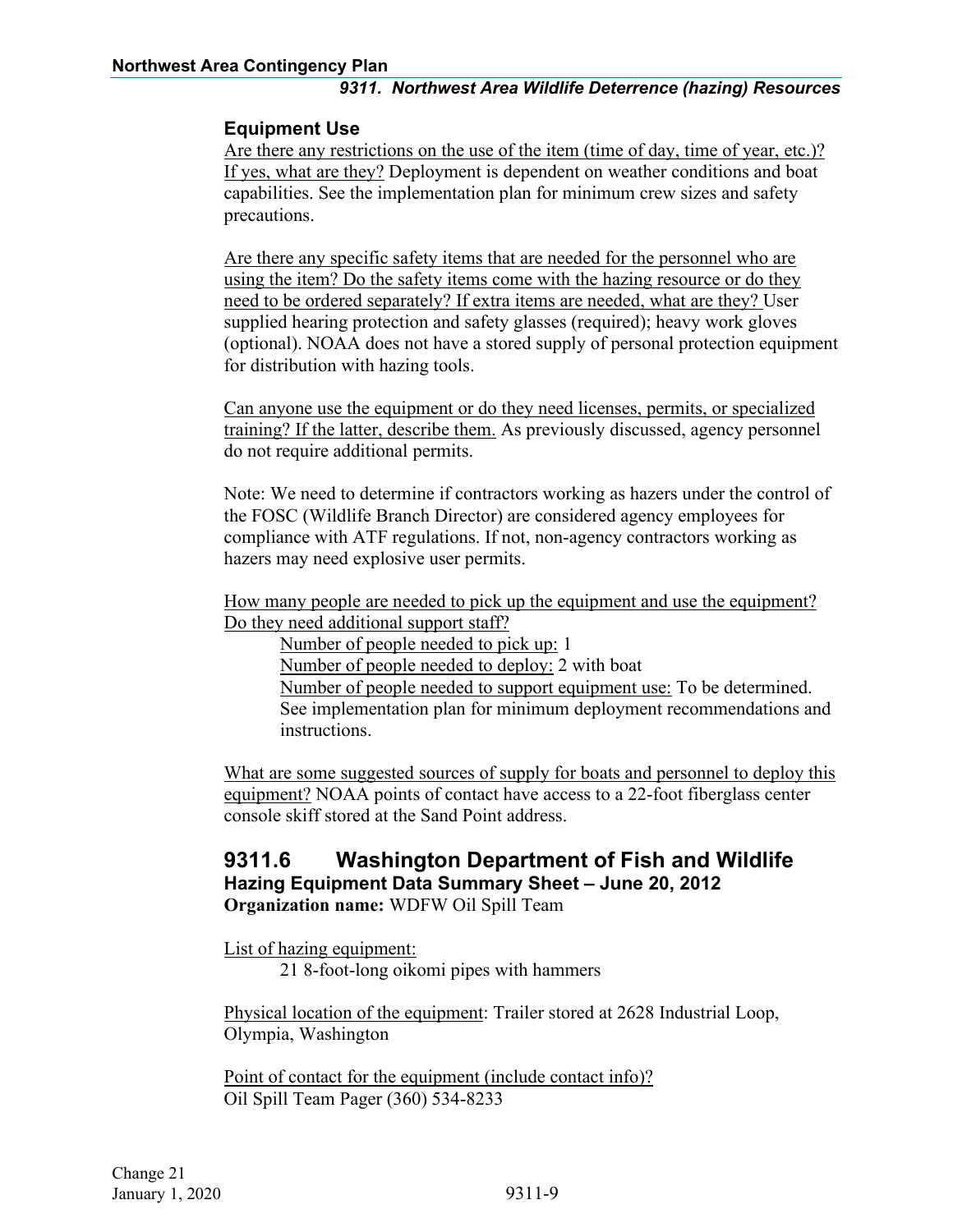### Equipment Use

Are there any restrictions on the use of the item (time of day, time of year, etc.)? If yes, what are they? Deployment is dependent on weather conditions and boat capabilities. See the implementation plan for minimum crew sizes and safety precautions.

Are there any specific safety items that are needed for the personnel who are using the item? Do the safety items come with the hazing resource or do they need to be ordered separately? If extra items are needed, what are they? User supplied hearing protection and safety glasses (required); heavy work gloves (optional). NOAA does not have a stored supply of personal protection equipment for distribution with hazing tools.

Can anyone use the equipment or do they need licenses, permits, or specialized training? If the latter, describe them. As previously discussed, agency personnel do not require additional permits.

Note: We need to determine if contractors working as hazers under the control of the FOSC (Wildlife Branch Director) are considered agency employees for compliance with ATF regulations. If not, non-agency contractors working as hazers may need explosive user permits.

How many people are needed to pick up the equipment and use the equipment? Do they need additional support staff?

- Number of people needed to pick up: 1
- Number of people needed to deploy: 2 with boat
- Number of people needed to support equipment use: To be determined. See implementation plan for minimum deployment recommendations and instructions.

What are some suggested sources of supply for boats and personnel to deploy this equipment? NOAA points of contact have access to a 22-foot fiberglass center console skiff stored at the Sand Point address.

## 9311.6 Washington Department of Fish and Wildlife

**Hazing Equipment Data Summary Sheet – June 20, 2012**

**Organization name:** WDFW Oil Spill Team

List of hazing equipment:

- 21 8-foot-long oikomi pipes with hammers

Physical location of the equipment: Trailer stored at 2628 Industrial Loop, Olympia, Washington

Point of contact for the equipment (include contact info)?
Oil Spill Team Pager (360) 534-8233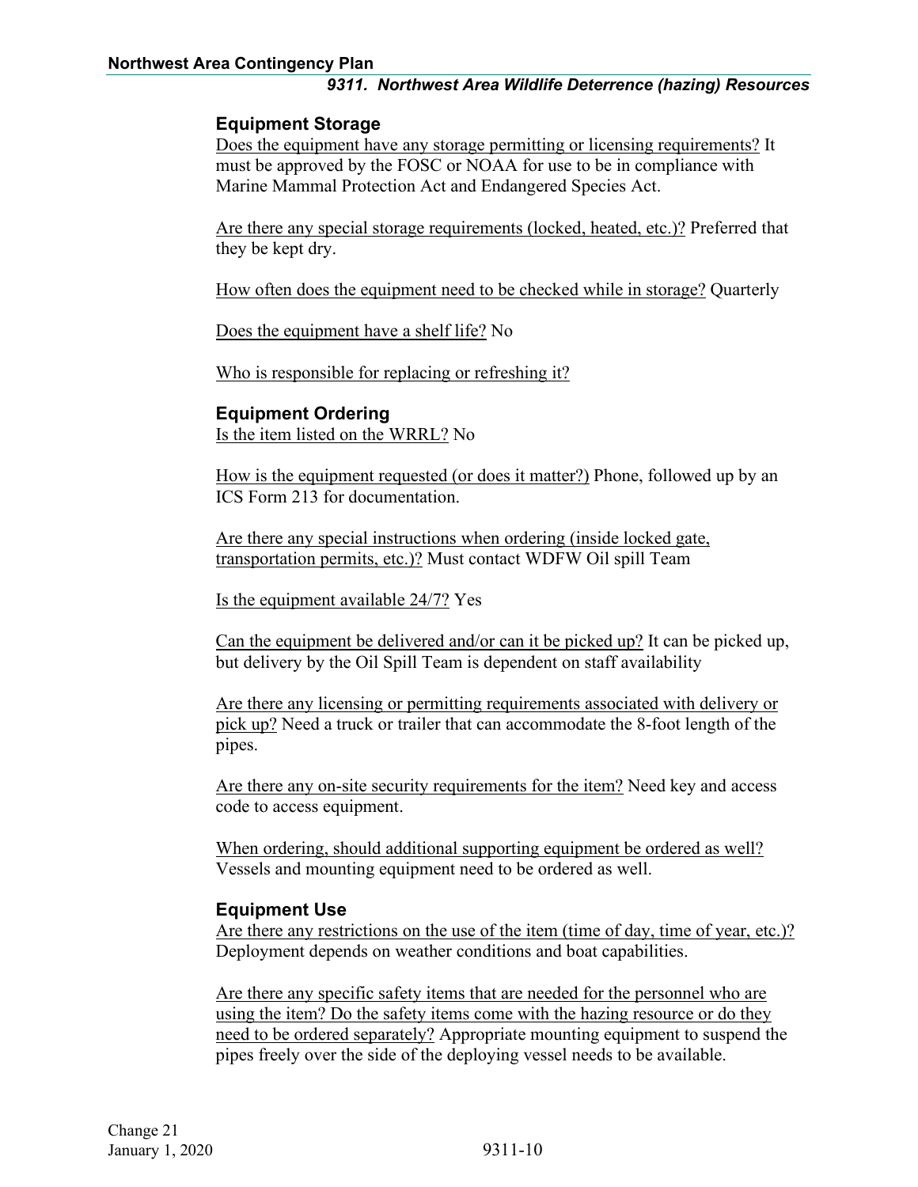### Equipment Storage

Does the equipment have any storage permitting or licensing requirements? It must be approved by the FOSC or NOAA for use to be in compliance with Marine Mammal Protection Act and Endangered Species Act.

Are there any special storage requirements (locked, heated, etc.)? Preferred that they be kept dry.

How often does the equipment need to be checked while in storage? Quarterly

Does the equipment have a shelf life? No

Who is responsible for replacing or refreshing it?

### Equipment Ordering

Is the item listed on the WRRL? No

How is the equipment requested (or does it matter?) Phone, followed up by an ICS Form 213 for documentation.

Are there any special instructions when ordering (inside locked gate, transportation permits, etc.)? Must contact WDFW Oil spill Team

Is the equipment available 24/7? Yes

Can the equipment be delivered and/or can it be picked up? It can be picked up, but delivery by the Oil Spill Team is dependent on staff availability

Are there any licensing or permitting requirements associated with delivery or pick up? Need a truck or trailer that can accommodate the 8-foot length of the pipes.

Are there any on-site security requirements for the item? Need key and access code to access equipment.

When ordering, should additional supporting equipment be ordered as well? Vessels and mounting equipment need to be ordered as well.

### Equipment Use

Are there any restrictions on the use of the item (time of day, time of year, etc.)? Deployment depends on weather conditions and boat capabilities.

Are there any specific safety items that are needed for the personnel who are using the item? Do the safety items come with the hazing resource or do they need to be ordered separately? Appropriate mounting equipment to suspend the pipes freely over the side of the deploying vessel needs to be available.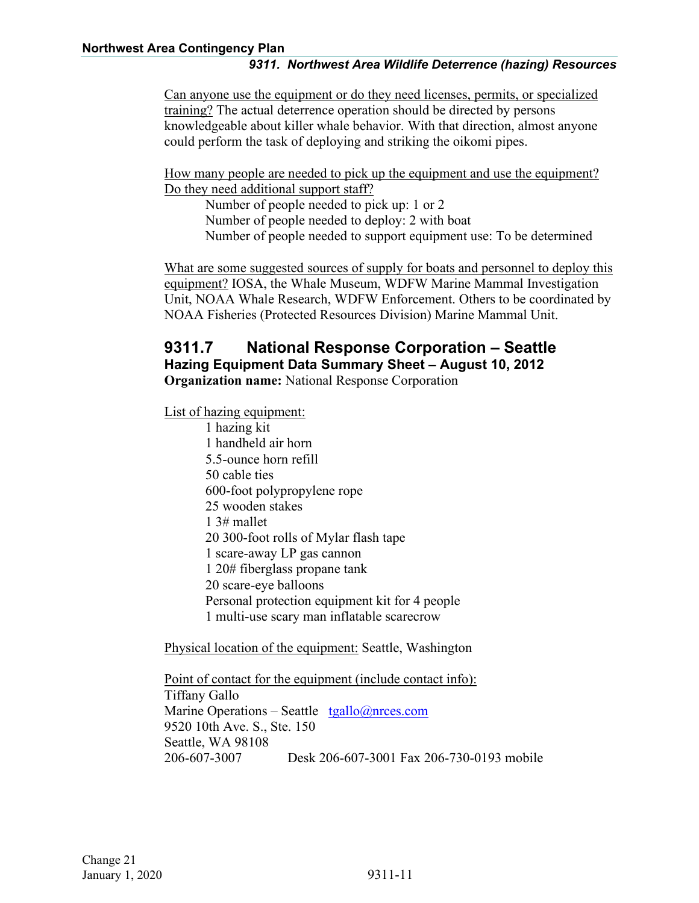Can anyone use the equipment or do they need licenses, permits, or specialized training? The actual deterrence operation should be directed by persons knowledgeable about killer whale behavior. With that direction, almost anyone could perform the task of deploying and striking the oikomi pipes.

How many people are needed to pick up the equipment and use the equipment? Do they need additional support staff?

- Number of people needed to pick up: 1 or 2
- Number of people needed to deploy: 2 with boat
- Number of people needed to support equipment use: To be determined

What are some suggested sources of supply for boats and personnel to deploy this equipment? IOSA, the Whale Museum, WDFW Marine Mammal Investigation Unit, NOAA Whale Research, WDFW Enforcement. Others to be coordinated by NOAA Fisheries (Protected Resources Division) Marine Mammal Unit.

## 9311.7 National Response Corporation – Seattle

### Hazing Equipment Data Summary Sheet – August 10, 2012

**Organization name:** National Response Corporation

List of hazing equipment:

- 1 hazing kit
- 1 handheld air horn
- 5.5-ounce horn refill
- 50 cable ties
- 600-foot polypropylene rope
- 25 wooden stakes
- 1 3# mallet
- 20 300-foot rolls of Mylar flash tape
- 1 scare-away LP gas cannon
- 1 20# fiberglass propane tank
- 20 scare-eye balloons
- Personal protection equipment kit for 4 people
- 1 multi-use scary man inflatable scarecrow

Physical location of the equipment: Seattle, Washington

Point of contact for the equipment (include contact info):
Tiffany Gallo
Marine Operations – Seattle tgallo@nrces.com
9520 10th Ave. S., Ste. 150
Seattle, WA 98108
206-607-3007 Desk 206-607-3001 Fax 206-730-0193 mobile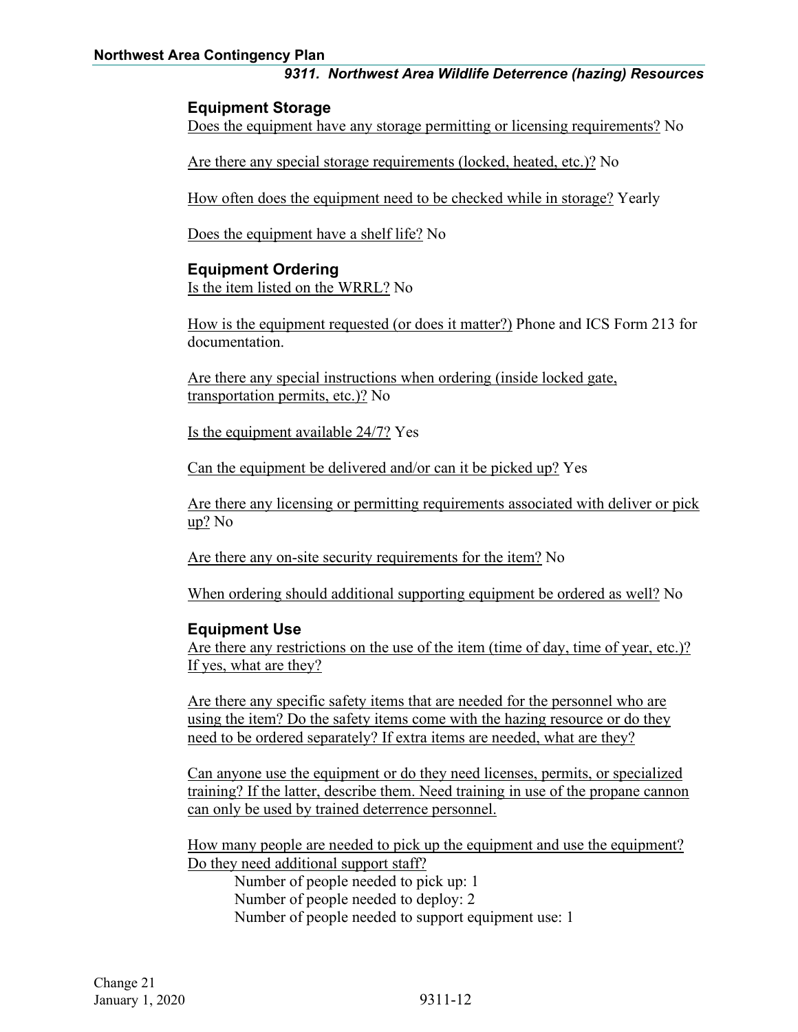### Equipment Storage

Does the equipment have any storage permitting or licensing requirements? No

Are there any special storage requirements (locked, heated, etc.)? No

How often does the equipment need to be checked while in storage? Yearly

Does the equipment have a shelf life? No

### Equipment Ordering

Is the item listed on the WRRL? No

How is the equipment requested (or does it matter?) Phone and ICS Form 213 for documentation.

Are there any special instructions when ordering (inside locked gate, transportation permits, etc.)? No

Is the equipment available 24/7? Yes

Can the equipment be delivered and/or can it be picked up? Yes

Are there any licensing or permitting requirements associated with deliver or pick up? No

Are there any on-site security requirements for the item? No

When ordering should additional supporting equipment be ordered as well? No

### Equipment Use

Are there any restrictions on the use of the item (time of day, time of year, etc.)? If yes, what are they?

Are there any specific safety items that are needed for the personnel who are using the item? Do the safety items come with the hazing resource or do they need to be ordered separately? If extra items are needed, what are they?

Can anyone use the equipment or do they need licenses, permits, or specialized training? If the latter, describe them. Need training in use of the propane cannon can only be used by trained deterrence personnel.

How many people are needed to pick up the equipment and use the equipment? Do they need additional support staff?

- Number of people needed to pick up: 1
- Number of people needed to deploy: 2
- Number of people needed to support equipment use: 1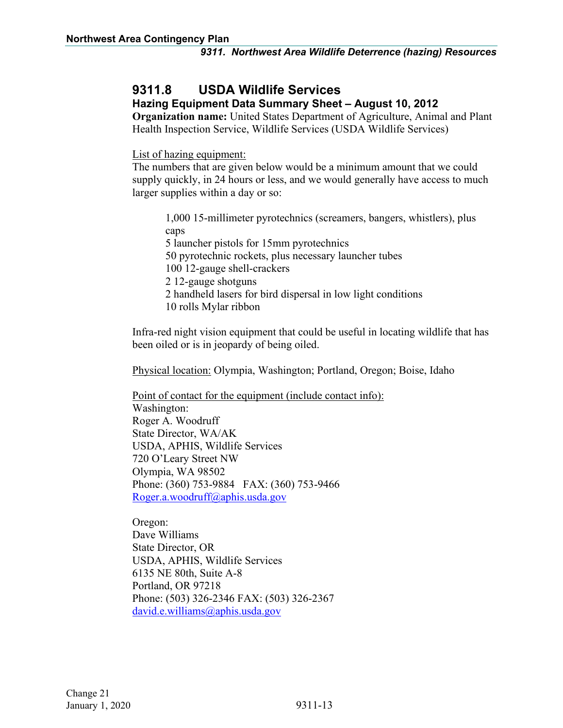## 9311.8 USDA Wildlife Services

### Hazing Equipment Data Summary Sheet – August 10, 2012

**Organization name:** United States Department of Agriculture, Animal and Plant Health Inspection Service, Wildlife Services (USDA Wildlife Services)

List of hazing equipment:

The numbers that are given below would be a minimum amount that we could supply quickly, in 24 hours or less, and we would generally have access to much larger supplies within a day or so:

- 1,000 15-millimeter pyrotechnics (screamers, bangers, whistlers), plus caps
- 5 launcher pistols for 15mm pyrotechnics
- 50 pyrotechnic rockets, plus necessary launcher tubes
- 100 12-gauge shell-crackers
- 2 12-gauge shotguns
- 2 handheld lasers for bird dispersal in low light conditions
- 10 rolls Mylar ribbon

Infra-red night vision equipment that could be useful in locating wildlife that has been oiled or is in jeopardy of being oiled.

Physical location: Olympia, Washington; Portland, Oregon; Boise, Idaho

Point of contact for the equipment (include contact info):

Washington:
Roger A. Woodruff
State Director, WA/AK
USDA, APHIS, Wildlife Services
720 O'Leary Street NW
Olympia, WA 98502
Phone: (360) 753-9884 FAX: (360) 753-9466
Roger.a.woodruff@aphis.usda.gov

Oregon:
Dave Williams
State Director, OR
USDA, APHIS, Wildlife Services
6135 NE 80th, Suite A-8
Portland, OR 97218
Phone: (503) 326-2346 FAX: (503) 326-2367
david.e.williams@aphis.usda.gov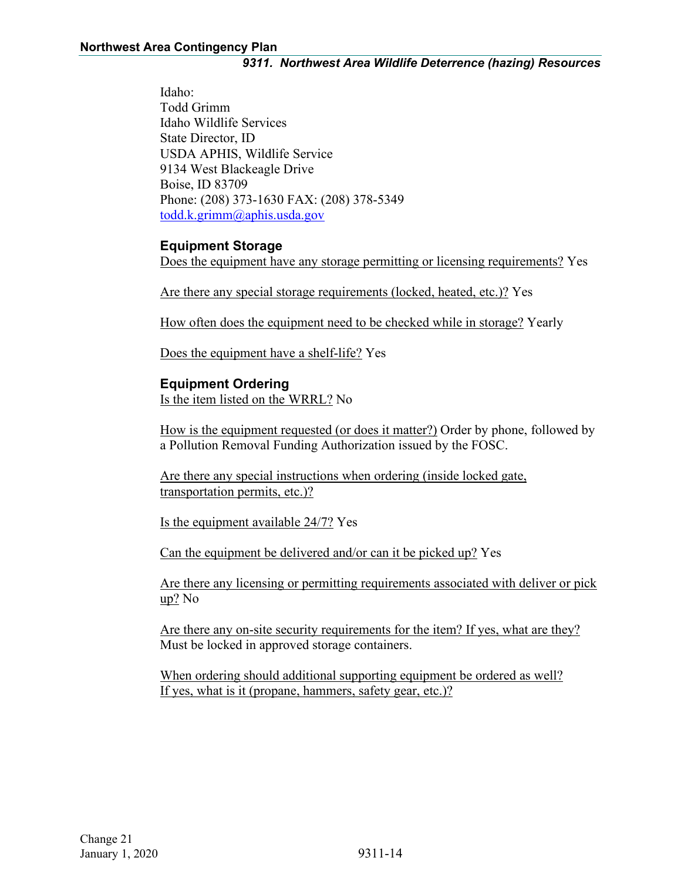Idaho:
Todd Grimm
Idaho Wildlife Services
State Director, ID
USDA APHIS, Wildlife Service
9134 West Blackeagle Drive
Boise, ID 83709
Phone: (208) 373-1630 FAX: (208) 378-5349
todd.k.grimm@aphis.usda.gov

### Equipment Storage

Does the equipment have any storage permitting or licensing requirements? Yes

Are there any special storage requirements (locked, heated, etc.)? Yes

How often does the equipment need to be checked while in storage? Yearly

Does the equipment have a shelf-life? Yes

### Equipment Ordering

Is the item listed on the WRRL? No

How is the equipment requested (or does it matter?) Order by phone, followed by a Pollution Removal Funding Authorization issued by the FOSC.

Are there any special instructions when ordering (inside locked gate, transportation permits, etc.)?

Is the equipment available 24/7? Yes

Can the equipment be delivered and/or can it be picked up? Yes

Are there any licensing or permitting requirements associated with deliver or pick up? No

Are there any on-site security requirements for the item? If yes, what are they? Must be locked in approved storage containers.

When ordering should additional supporting equipment be ordered as well? If yes, what is it (propane, hammers, safety gear, etc.)?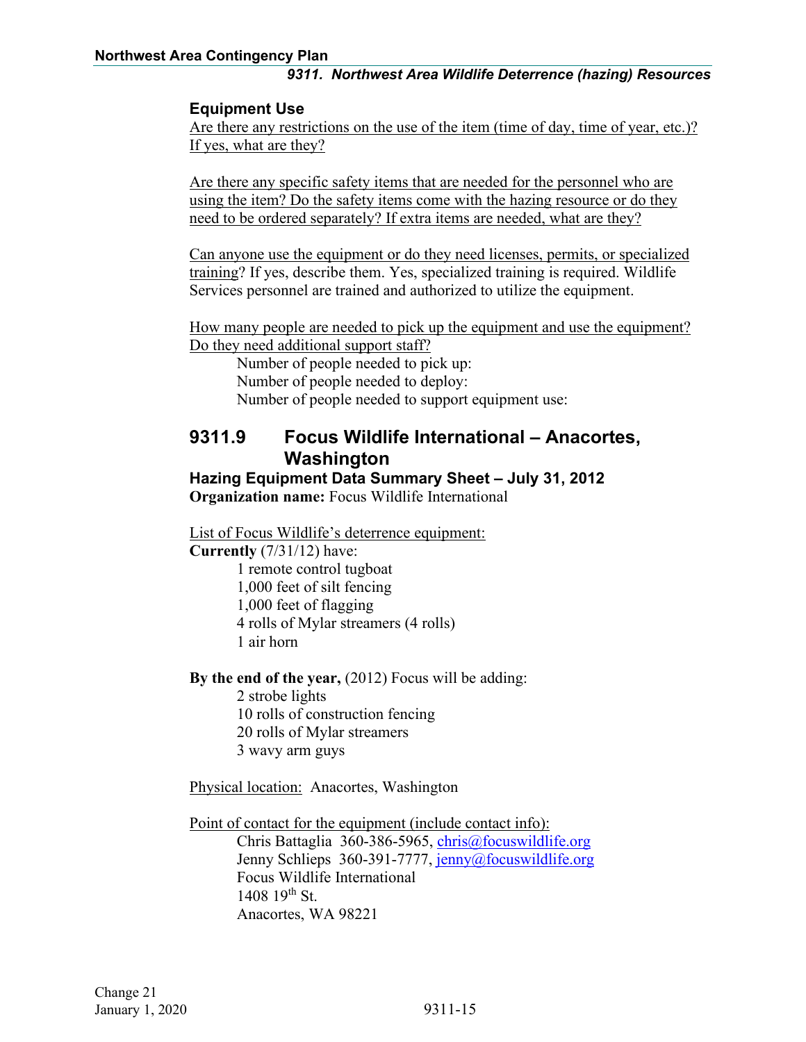### Equipment Use

<u>Are there any restrictions on the use of the item (time of day, time of year, etc.)? If yes, what are they?</u>

<u>Are there any specific safety items that are needed for the personnel who are using the item? Do the safety items come with the hazing resource or do they need to be ordered separately? If extra items are needed, what are they?</u>

<u>Can anyone use the equipment or do they need licenses, permits, or specialized training</u>? If yes, describe them. Yes, specialized training is required. Wildlife Services personnel are trained and authorized to utilize the equipment.

<u>How many people are needed to pick up the equipment and use the equipment? Do they need additional support staff?</u>

Number of people needed to pick up:
Number of people needed to deploy:
Number of people needed to support equipment use:

## 9311.9 Focus Wildlife International – Anacortes, Washington

### Hazing Equipment Data Summary Sheet – July 31, 2012

**Organization name:** Focus Wildlife International

<u>List of Focus Wildlife's deterrence equipment:</u>

**Currently** (7/31/12) have:

1 remote control tugboat
1,000 feet of silt fencing
1,000 feet of flagging
4 rolls of Mylar streamers (4 rolls)
1 air horn

**By the end of the year,** (2012) Focus will be adding:

2 strobe lights
10 rolls of construction fencing
20 rolls of Mylar streamers
3 wavy arm guys

<u>Physical location:</u> Anacortes, Washington

<u>Point of contact for the equipment (include contact info):</u>

Chris Battaglia 360-386-5965, chris@focuswildlife.org
Jenny Schlieps 360-391-7777, jenny@focuswildlife.org
Focus Wildlife International
1408 19th St.
Anacortes, WA 98221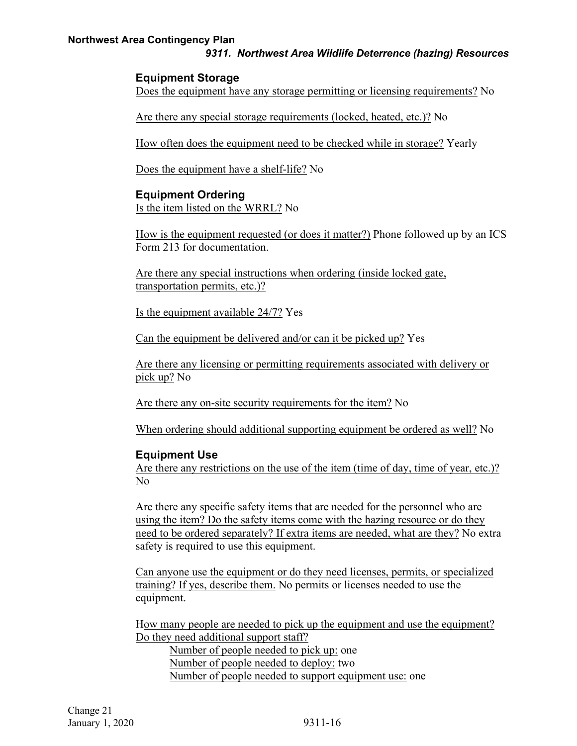### Equipment Storage

Does the equipment have any storage permitting or licensing requirements? No

Are there any special storage requirements (locked, heated, etc.)? No

How often does the equipment need to be checked while in storage? Yearly

Does the equipment have a shelf-life? No

### Equipment Ordering

Is the item listed on the WRRL? No

How is the equipment requested (or does it matter?) Phone followed up by an ICS Form 213 for documentation.

Are there any special instructions when ordering (inside locked gate, transportation permits, etc.)?

Is the equipment available 24/7? Yes

Can the equipment be delivered and/or can it be picked up? Yes

Are there any licensing or permitting requirements associated with delivery or pick up? No

Are there any on-site security requirements for the item? No

When ordering should additional supporting equipment be ordered as well? No

### Equipment Use

Are there any restrictions on the use of the item (time of day, time of year, etc.)? No

Are there any specific safety items that are needed for the personnel who are using the item? Do the safety items come with the hazing resource or do they need to be ordered separately? If extra items are needed, what are they? No extra safety is required to use this equipment.

Can anyone use the equipment or do they need licenses, permits, or specialized training? If yes, describe them. No permits or licenses needed to use the equipment.

How many people are needed to pick up the equipment and use the equipment? Do they need additional support staff?

- Number of people needed to pick up: one
- Number of people needed to deploy: two
- Number of people needed to support equipment use: one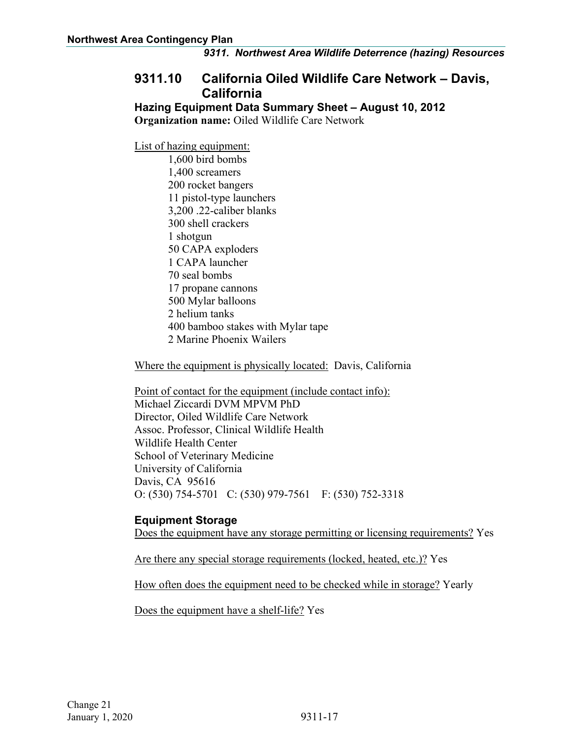## 9311.10 California Oiled Wildlife Care Network – Davis, California

**Hazing Equipment Data Summary Sheet – August 10, 2012**

**Organization name:** Oiled Wildlife Care Network

List of hazing equipment:

- 1,600 bird bombs
- 1,400 screamers
- 200 rocket bangers
- 11 pistol-type launchers
- 3,200 .22-caliber blanks
- 300 shell crackers
- 1 shotgun
- 50 CAPA exploders
- 1 CAPA launcher
- 70 seal bombs
- 17 propane cannons
- 500 Mylar balloons
- 2 helium tanks
- 400 bamboo stakes with Mylar tape
- 2 Marine Phoenix Wailers

Where the equipment is physically located: Davis, California

Point of contact for the equipment (include contact info):
Michael Ziccardi DVM MPVM PhD
Director, Oiled Wildlife Care Network
Assoc. Professor, Clinical Wildlife Health
Wildlife Health Center
School of Veterinary Medicine
University of California
Davis, CA 95616
O: (530) 754-5701 C: (530) 979-7561 F: (530) 752-3318

### Equipment Storage

Does the equipment have any storage permitting or licensing requirements? Yes

Are there any special storage requirements (locked, heated, etc.)? Yes

How often does the equipment need to be checked while in storage? Yearly

Does the equipment have a shelf-life? Yes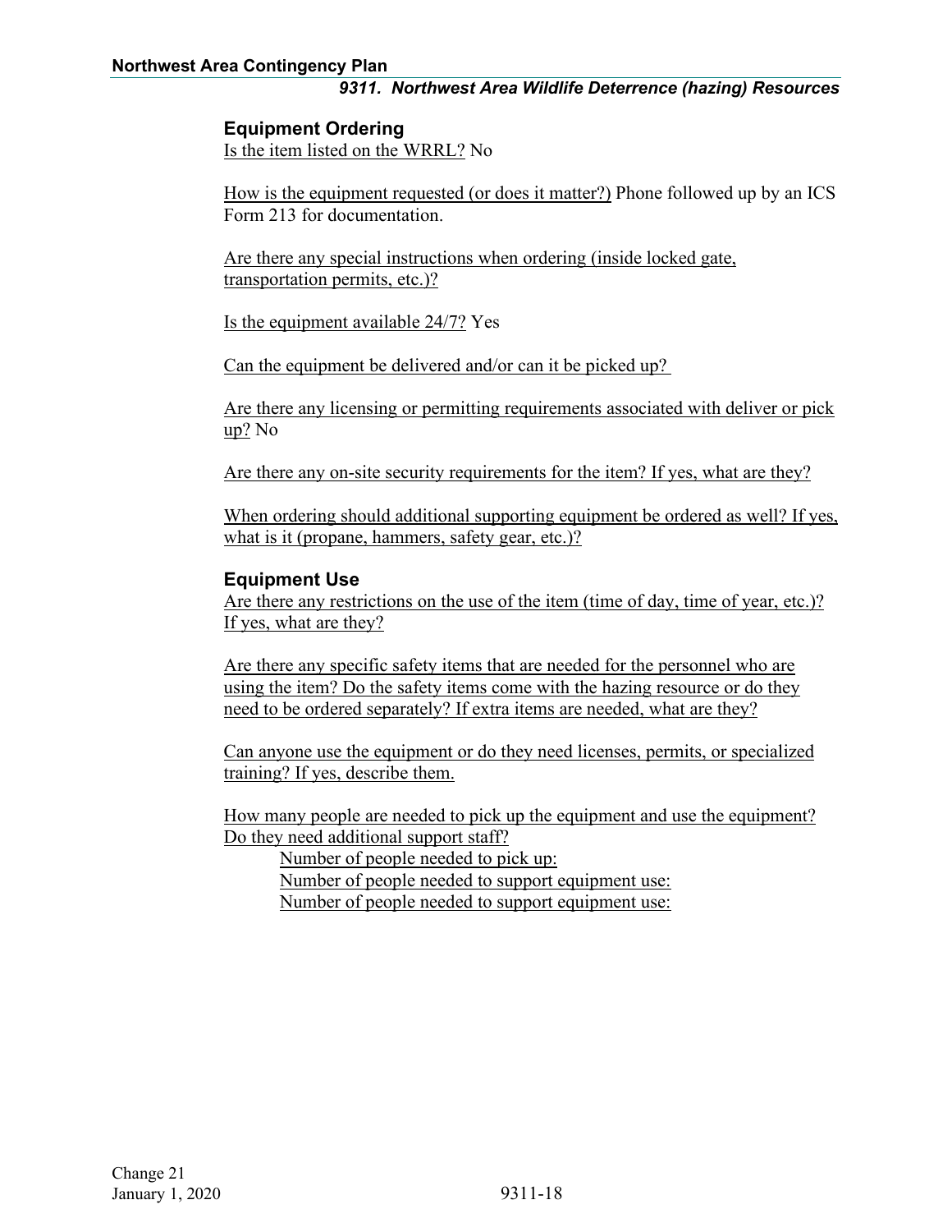## Equipment Ordering

<u>Is the item listed on the WRRL?</u> No

<u>How is the equipment requested (or does it matter?)</u> Phone followed up by an ICS Form 213 for documentation.

<u>Are there any special instructions when ordering (inside locked gate, transportation permits, etc.)?</u>

<u>Is the equipment available 24/7?</u> Yes

<u>Can the equipment be delivered and/or can it be picked up?</u>

<u>Are there any licensing or permitting requirements associated with deliver or pick up?</u> No

<u>Are there any on-site security requirements for the item? If yes, what are they?</u>

<u>When ordering should additional supporting equipment be ordered as well? If yes, what is it (propane, hammers, safety gear, etc.)?</u>

## Equipment Use

<u>Are there any restrictions on the use of the item (time of day, time of year, etc.)? If yes, what are they?</u>

<u>Are there any specific safety items that are needed for the personnel who are using the item? Do the safety items come with the hazing resource or do they need to be ordered separately? If extra items are needed, what are they?</u>

<u>Can anyone use the equipment or do they need licenses, permits, or specialized training? If yes, describe them.</u>

<u>How many people are needed to pick up the equipment and use the equipment? Do they need additional support staff?</u>

- <u>Number of people needed to pick up:</u>
- <u>Number of people needed to support equipment use:</u>
- <u>Number of people needed to support equipment use:</u>